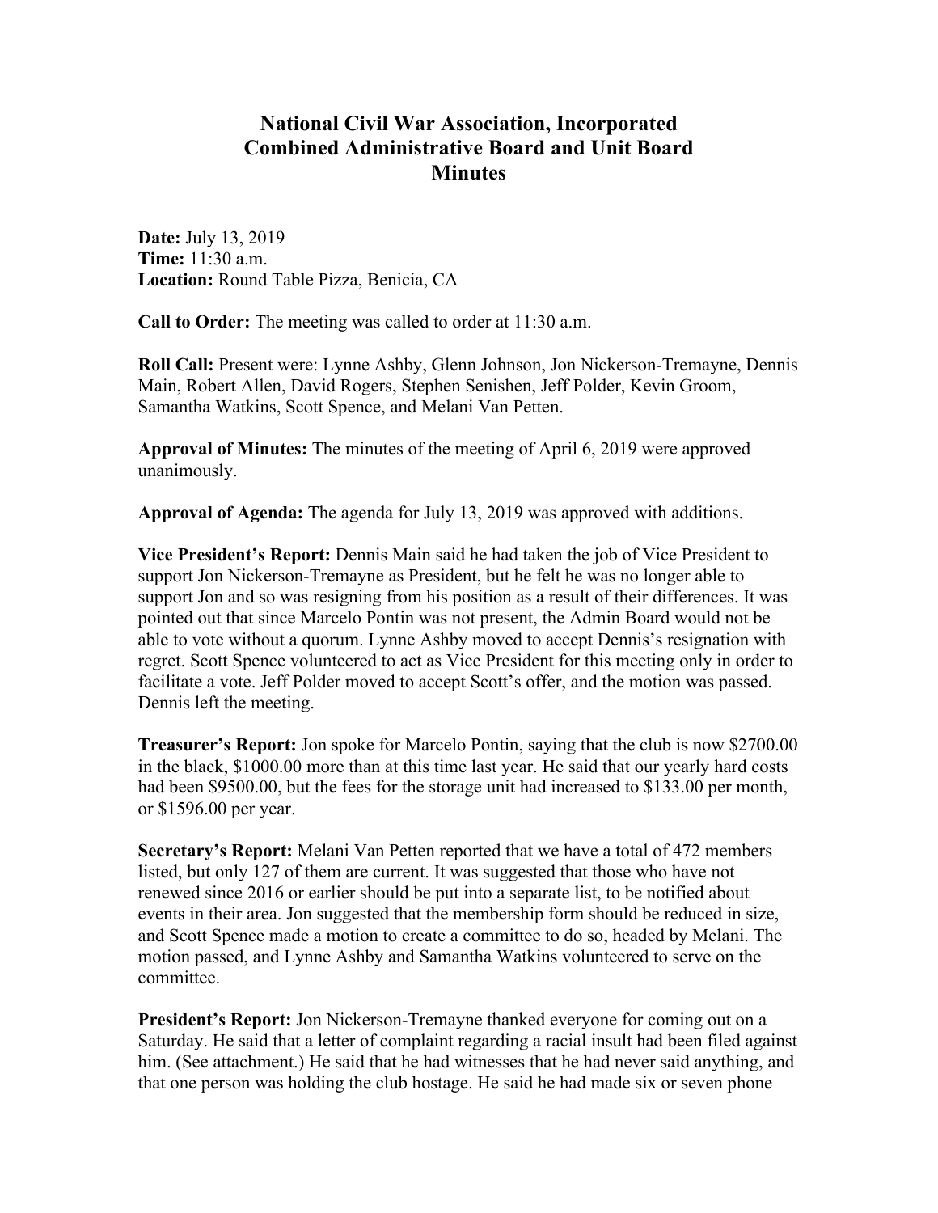# National Civil War Association, Incorporated
# Combined Administrative Board and Unit Board
# Minutes

**Date:** July 13, 2019
**Time:** 11:30 a.m.
**Location:** Round Table Pizza, Benicia, CA

**Call to Order:** The meeting was called to order at 11:30 a.m.

**Roll Call:** Present were: Lynne Ashby, Glenn Johnson, Jon Nickerson-Tremayne, Dennis Main, Robert Allen, David Rogers, Stephen Senishen, Jeff Polder, Kevin Groom, Samantha Watkins, Scott Spence, and Melani Van Petten.

**Approval of Minutes:** The minutes of the meeting of April 6, 2019 were approved unanimously.

**Approval of Agenda:** The agenda for July 13, 2019 was approved with additions.

**Vice President's Report:** Dennis Main said he had taken the job of Vice President to support Jon Nickerson-Tremayne as President, but he felt he was no longer able to support Jon and so was resigning from his position as a result of their differences. It was pointed out that since Marcelo Pontin was not present, the Admin Board would not be able to vote without a quorum. Lynne Ashby moved to accept Dennis's resignation with regret. Scott Spence volunteered to act as Vice President for this meeting only in order to facilitate a vote. Jeff Polder moved to accept Scott's offer, and the motion was passed. Dennis left the meeting.

**Treasurer's Report:** Jon spoke for Marcelo Pontin, saying that the club is now $2700.00 in the black, $1000.00 more than at this time last year. He said that our yearly hard costs had been $9500.00, but the fees for the storage unit had increased to $133.00 per month, or $1596.00 per year.

**Secretary's Report:** Melani Van Petten reported that we have a total of 472 members listed, but only 127 of them are current. It was suggested that those who have not renewed since 2016 or earlier should be put into a separate list, to be notified about events in their area. Jon suggested that the membership form should be reduced in size, and Scott Spence made a motion to create a committee to do so, headed by Melani. The motion passed, and Lynne Ashby and Samantha Watkins volunteered to serve on the committee.

**President's Report:** Jon Nickerson-Tremayne thanked everyone for coming out on a Saturday. He said that a letter of complaint regarding a racial insult had been filed against him. (See attachment.) He said that he had witnesses that he had never said anything, and that one person was holding the club hostage. He said he had made six or seven phone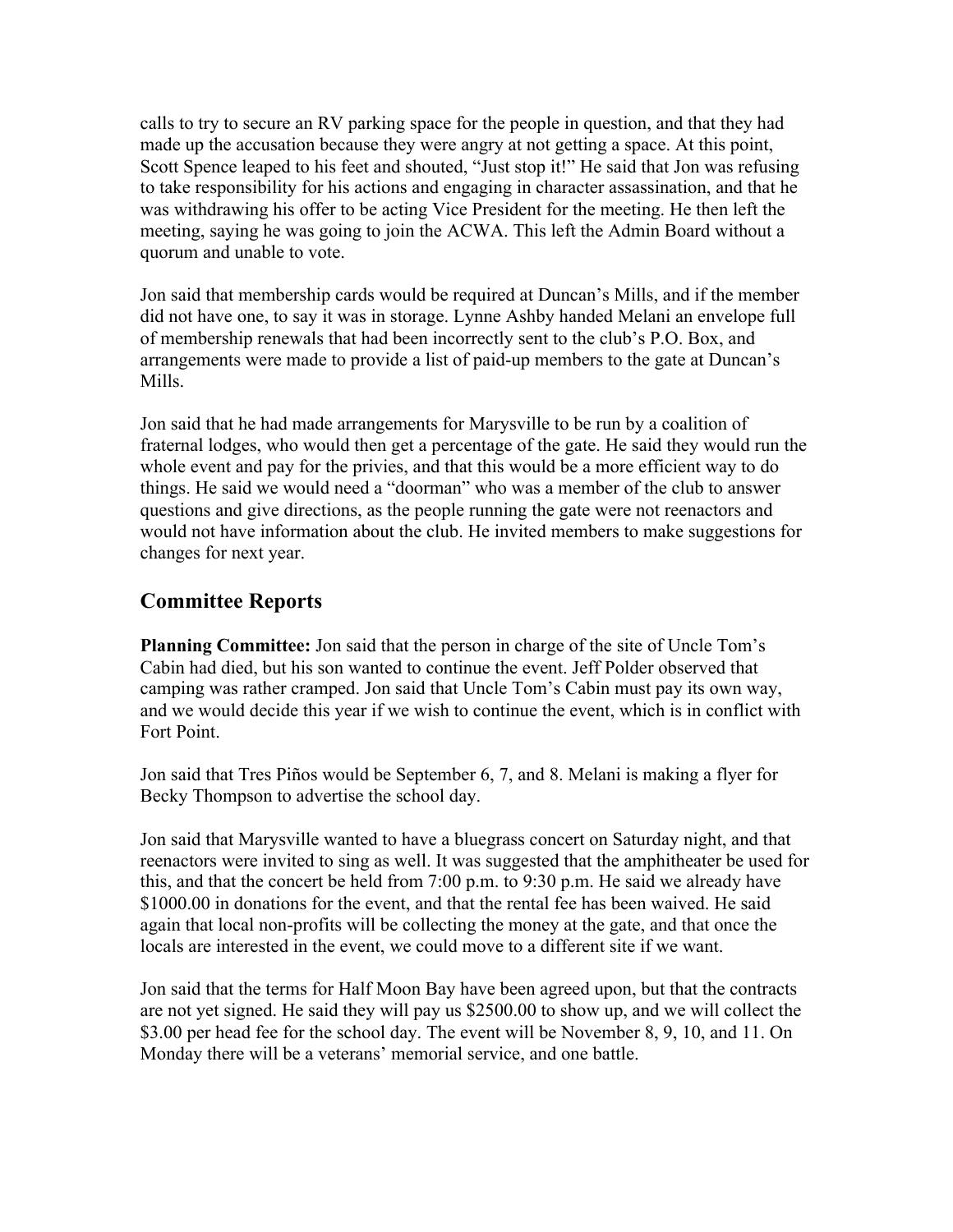calls to try to secure an RV parking space for the people in question, and that they had made up the accusation because they were angry at not getting a space. At this point, Scott Spence leaped to his feet and shouted, "Just stop it!" He said that Jon was refusing to take responsibility for his actions and engaging in character assassination, and that he was withdrawing his offer to be acting Vice President for the meeting. He then left the meeting, saying he was going to join the ACWA. This left the Admin Board without a quorum and unable to vote.

Jon said that membership cards would be required at Duncan's Mills, and if the member did not have one, to say it was in storage. Lynne Ashby handed Melani an envelope full of membership renewals that had been incorrectly sent to the club's P.O. Box, and arrangements were made to provide a list of paid-up members to the gate at Duncan's Mills.

Jon said that he had made arrangements for Marysville to be run by a coalition of fraternal lodges, who would then get a percentage of the gate. He said they would run the whole event and pay for the privies, and that this would be a more efficient way to do things. He said we would need a "doorman" who was a member of the club to answer questions and give directions, as the people running the gate were not reenactors and would not have information about the club. He invited members to make suggestions for changes for next year.

## Committee Reports

**Planning Committee:** Jon said that the person in charge of the site of Uncle Tom's Cabin had died, but his son wanted to continue the event. Jeff Polder observed that camping was rather cramped. Jon said that Uncle Tom's Cabin must pay its own way, and we would decide this year if we wish to continue the event, which is in conflict with Fort Point.

Jon said that Tres Piños would be September 6, 7, and 8. Melani is making a flyer for Becky Thompson to advertise the school day.

Jon said that Marysville wanted to have a bluegrass concert on Saturday night, and that reenactors were invited to sing as well. It was suggested that the amphitheater be used for this, and that the concert be held from 7:00 p.m. to 9:30 p.m. He said we already have $1000.00 in donations for the event, and that the rental fee has been waived. He said again that local non-profits will be collecting the money at the gate, and that once the locals are interested in the event, we could move to a different site if we want.

Jon said that the terms for Half Moon Bay have been agreed upon, but that the contracts are not yet signed. He said they will pay us $2500.00 to show up, and we will collect the $3.00 per head fee for the school day. The event will be November 8, 9, 10, and 11. On Monday there will be a veterans' memorial service, and one battle.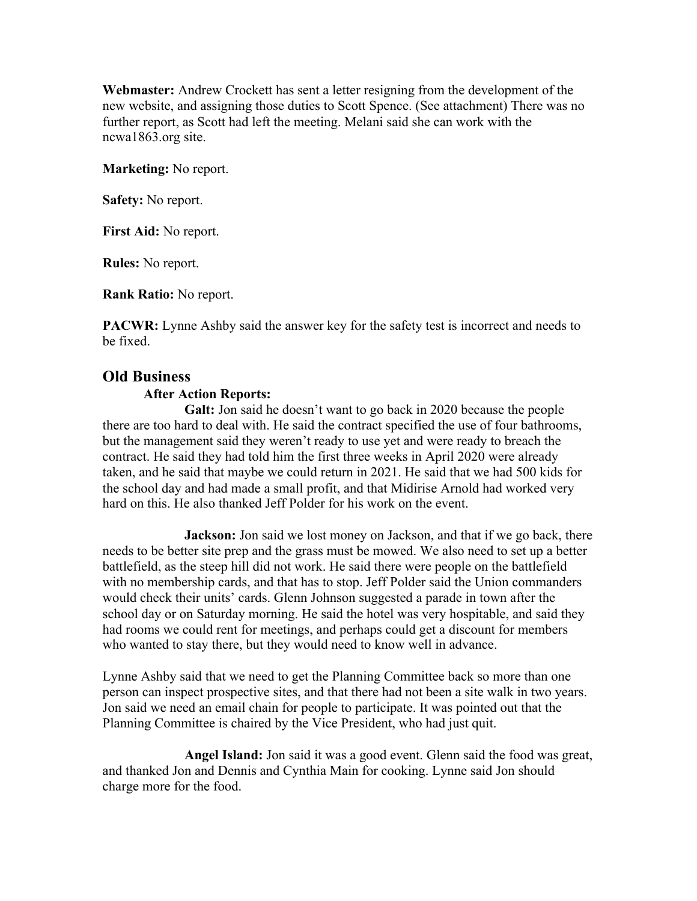**Webmaster:** Andrew Crockett has sent a letter resigning from the development of the new website, and assigning those duties to Scott Spence. (See attachment) There was no further report, as Scott had left the meeting. Melani said she can work with the ncwa1863.org site.

**Marketing:** No report.

**Safety:** No report.

**First Aid:** No report.

**Rules:** No report.

**Rank Ratio:** No report.

**PACWR:** Lynne Ashby said the answer key for the safety test is incorrect and needs to be fixed.

## Old Business

### After Action Reports:

**Galt:** Jon said he doesn't want to go back in 2020 because the people there are too hard to deal with. He said the contract specified the use of four bathrooms, but the management said they weren't ready to use yet and were ready to breach the contract. He said they had told him the first three weeks in April 2020 were already taken, and he said that maybe we could return in 2021. He said that we had 500 kids for the school day and had made a small profit, and that Midirise Arnold had worked very hard on this. He also thanked Jeff Polder for his work on the event.

**Jackson:** Jon said we lost money on Jackson, and that if we go back, there needs to be better site prep and the grass must be mowed. We also need to set up a better battlefield, as the steep hill did not work. He said there were people on the battlefield with no membership cards, and that has to stop. Jeff Polder said the Union commanders would check their units' cards. Glenn Johnson suggested a parade in town after the school day or on Saturday morning. He said the hotel was very hospitable, and said they had rooms we could rent for meetings, and perhaps could get a discount for members who wanted to stay there, but they would need to know well in advance.

Lynne Ashby said that we need to get the Planning Committee back so more than one person can inspect prospective sites, and that there had not been a site walk in two years. Jon said we need an email chain for people to participate. It was pointed out that the Planning Committee is chaired by the Vice President, who had just quit.

**Angel Island:** Jon said it was a good event. Glenn said the food was great, and thanked Jon and Dennis and Cynthia Main for cooking. Lynne said Jon should charge more for the food.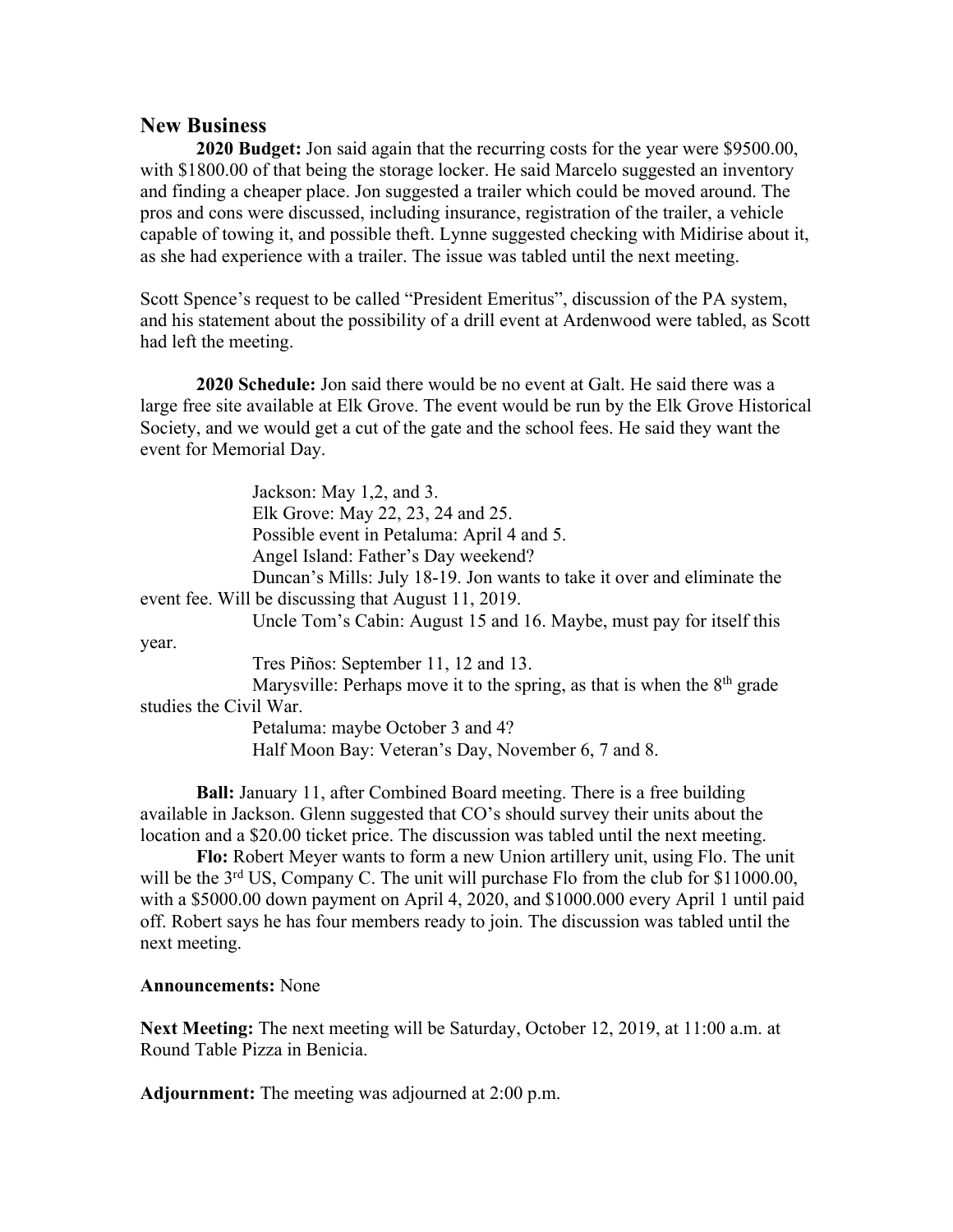## New Business

**2020 Budget:** Jon said again that the recurring costs for the year were $9500.00, with $1800.00 of that being the storage locker. He said Marcelo suggested an inventory and finding a cheaper place. Jon suggested a trailer which could be moved around. The pros and cons were discussed, including insurance, registration of the trailer, a vehicle capable of towing it, and possible theft. Lynne suggested checking with Midirise about it, as she had experience with a trailer. The issue was tabled until the next meeting.

Scott Spence's request to be called "President Emeritus", discussion of the PA system, and his statement about the possibility of a drill event at Ardenwood were tabled, as Scott had left the meeting.

**2020 Schedule:** Jon said there would be no event at Galt. He said there was a large free site available at Elk Grove. The event would be run by the Elk Grove Historical Society, and we would get a cut of the gate and the school fees. He said they want the event for Memorial Day.

Jackson: May 1,2, and 3.
Elk Grove: May 22, 23, 24 and 25.
Possible event in Petaluma: April 4 and 5.
Angel Island: Father's Day weekend?
Duncan's Mills: July 18-19. Jon wants to take it over and eliminate the event fee. Will be discussing that August 11, 2019.
Uncle Tom's Cabin: August 15 and 16. Maybe, must pay for itself this year.
Tres Piños: September 11, 12 and 13.
Marysville: Perhaps move it to the spring, as that is when the 8th grade studies the Civil War.
Petaluma: maybe October 3 and 4?
Half Moon Bay: Veteran's Day, November 6, 7 and 8.

**Ball:** January 11, after Combined Board meeting. There is a free building available in Jackson. Glenn suggested that CO's should survey their units about the location and a $20.00 ticket price. The discussion was tabled until the next meeting.

**Flo:** Robert Meyer wants to form a new Union artillery unit, using Flo. The unit will be the 3rd US, Company C. The unit will purchase Flo from the club for $11000.00, with a $5000.00 down payment on April 4, 2020, and $1000.000 every April 1 until paid off. Robert says he has four members ready to join. The discussion was tabled until the next meeting.

**Announcements:** None

**Next Meeting:** The next meeting will be Saturday, October 12, 2019, at 11:00 a.m. at Round Table Pizza in Benicia.

**Adjournment:** The meeting was adjourned at 2:00 p.m.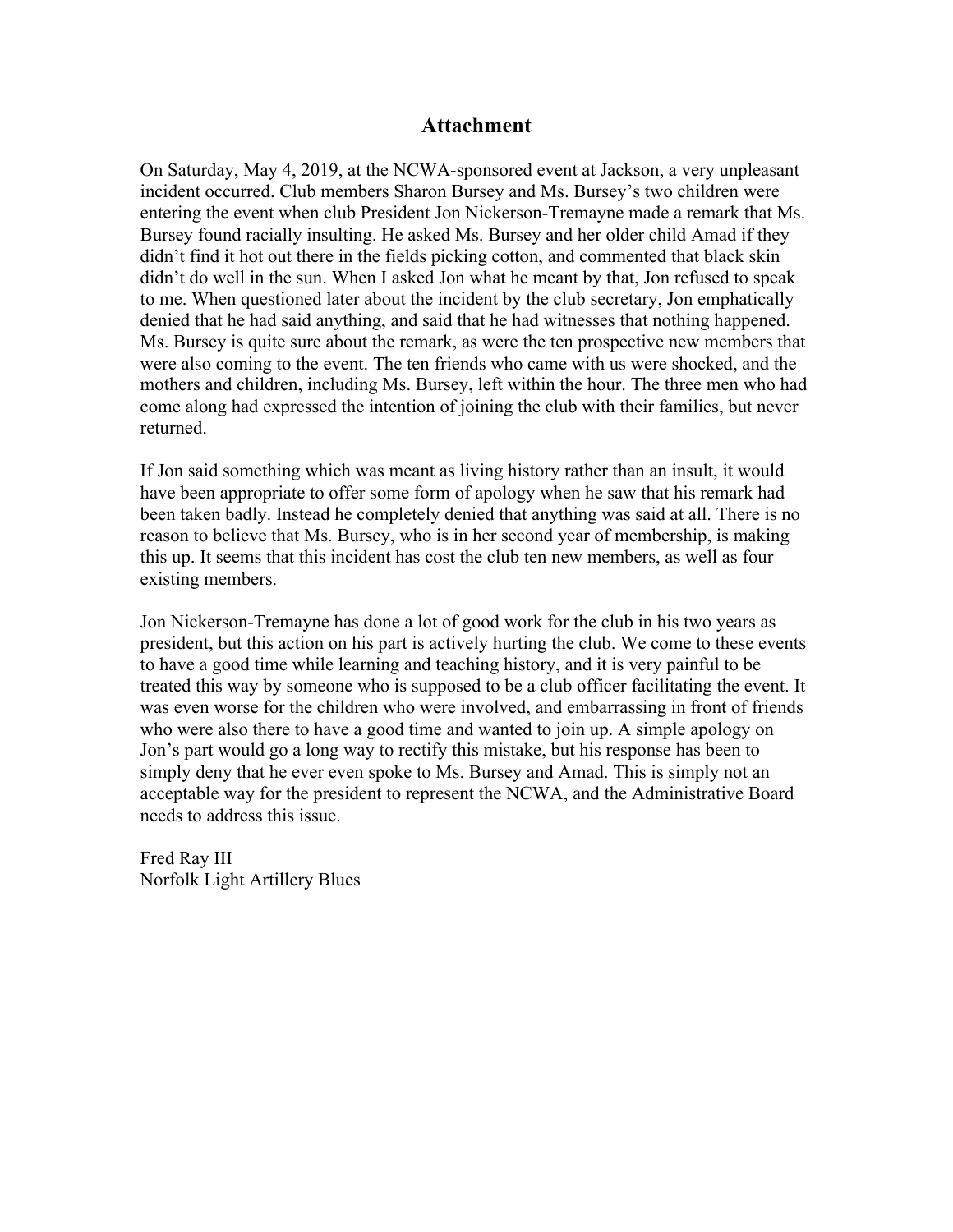# Attachment

On Saturday, May 4, 2019, at the NCWA-sponsored event at Jackson, a very unpleasant incident occurred. Club members Sharon Bursey and Ms. Bursey's two children were entering the event when club President Jon Nickerson-Tremayne made a remark that Ms. Bursey found racially insulting. He asked Ms. Bursey and her older child Amad if they didn't find it hot out there in the fields picking cotton, and commented that black skin didn't do well in the sun. When I asked Jon what he meant by that, Jon refused to speak to me. When questioned later about the incident by the club secretary, Jon emphatically denied that he had said anything, and said that he had witnesses that nothing happened. Ms. Bursey is quite sure about the remark, as were the ten prospective new members that were also coming to the event. The ten friends who came with us were shocked, and the mothers and children, including Ms. Bursey, left within the hour. The three men who had come along had expressed the intention of joining the club with their families, but never returned.

If Jon said something which was meant as living history rather than an insult, it would have been appropriate to offer some form of apology when he saw that his remark had been taken badly. Instead he completely denied that anything was said at all. There is no reason to believe that Ms. Bursey, who is in her second year of membership, is making this up. It seems that this incident has cost the club ten new members, as well as four existing members.

Jon Nickerson-Tremayne has done a lot of good work for the club in his two years as president, but this action on his part is actively hurting the club. We come to these events to have a good time while learning and teaching history, and it is very painful to be treated this way by someone who is supposed to be a club officer facilitating the event. It was even worse for the children who were involved, and embarrassing in front of friends who were also there to have a good time and wanted to join up. A simple apology on Jon's part would go a long way to rectify this mistake, but his response has been to simply deny that he ever even spoke to Ms. Bursey and Amad. This is simply not an acceptable way for the president to represent the NCWA, and the Administrative Board needs to address this issue.

Fred Ray III
Norfolk Light Artillery Blues